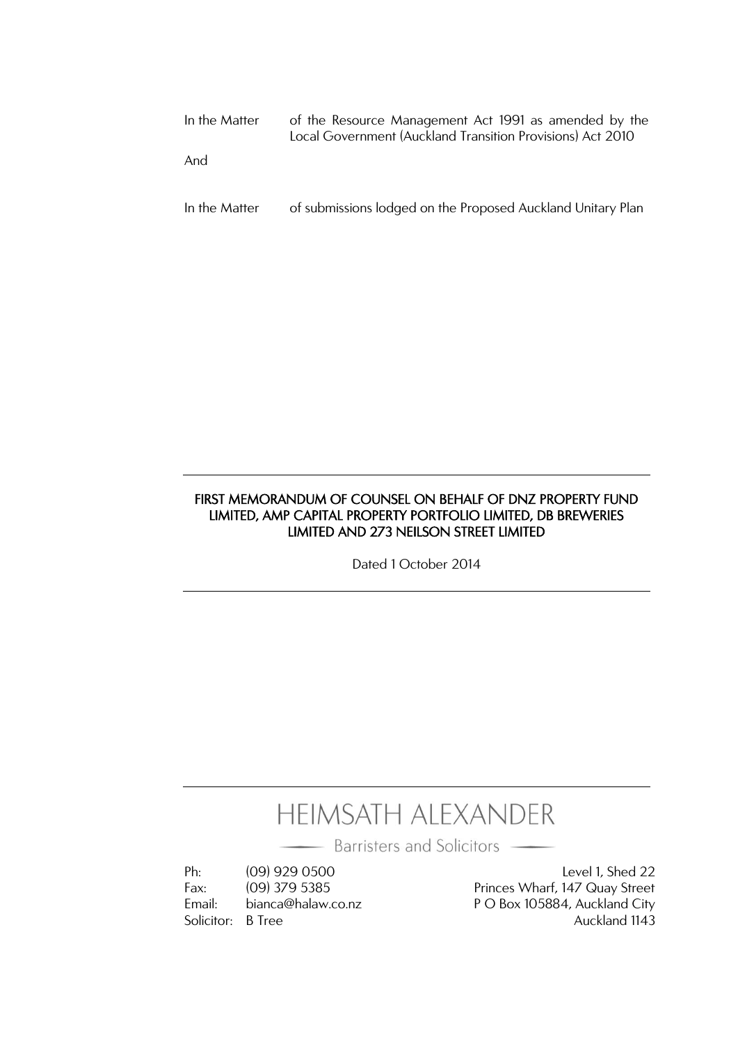| | |
|---|---|
| In the Matter | of the Resource Management Act 1991 as amended by the Local Government (Auckland Transition Provisions) Act 2010 |
| And | |
| In the Matter | of submissions lodged on the Proposed Auckland Unitary Plan |

---

**FIRST MEMORANDUM OF COUNSEL ON BEHALF OF DNZ PROPERTY FUND LIMITED, AMP CAPITAL PROPERTY PORTFOLIO LIMITED, DB BREWERIES LIMITED AND 273 NEILSON STREET LIMITED**

Dated 1 October 2014

---

HEIMSATH ALEXANDER

Barristers and Solicitors

| | | |
|---|---|---|
| Ph: | (09) 929 0500 | Level 1, Shed 22 |
| Fax: | (09) 379 5385 | Princes Wharf, 147 Quay Street |
| Email: | bianca@halaw.co.nz | P O Box 105884, Auckland City |
| Solicitor: | B Tree | Auckland 1143 |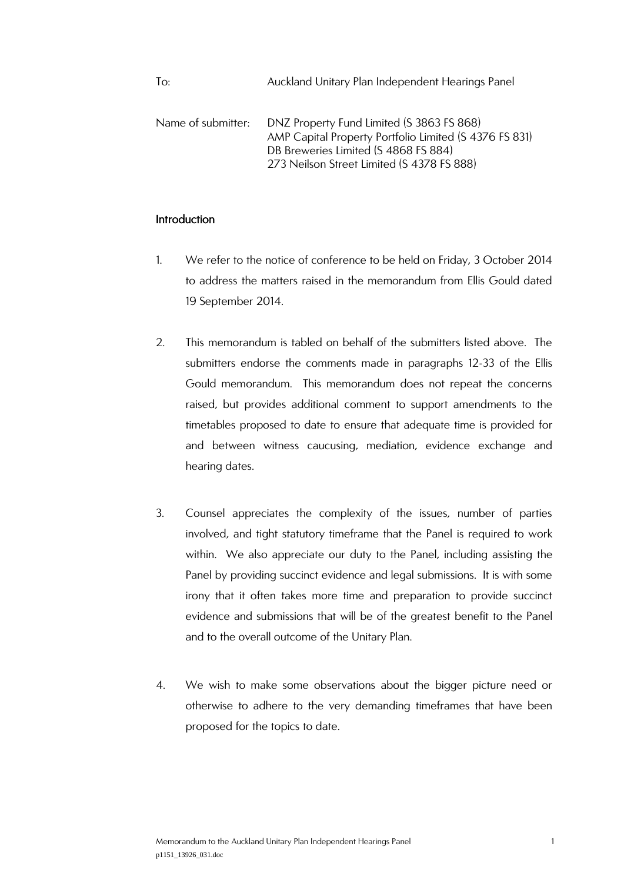To: Auckland Unitary Plan Independent Hearings Panel

Name of submitter: DNZ Property Fund Limited (S 3863 FS 868)
AMP Capital Property Portfolio Limited (S 4376 FS 831)
DB Breweries Limited (S 4868 FS 884)
273 Neilson Street Limited (S 4378 FS 888)

## Introduction

1. We refer to the notice of conference to be held on Friday, 3 October 2014 to address the matters raised in the memorandum from Ellis Gould dated 19 September 2014.

2. This memorandum is tabled on behalf of the submitters listed above. The submitters endorse the comments made in paragraphs 12-33 of the Ellis Gould memorandum. This memorandum does not repeat the concerns raised, but provides additional comment to support amendments to the timetables proposed to date to ensure that adequate time is provided for and between witness caucusing, mediation, evidence exchange and hearing dates.

3. Counsel appreciates the complexity of the issues, number of parties involved, and tight statutory timeframe that the Panel is required to work within. We also appreciate our duty to the Panel, including assisting the Panel by providing succinct evidence and legal submissions. It is with some irony that it often takes more time and preparation to provide succinct evidence and submissions that will be of the greatest benefit to the Panel and to the overall outcome of the Unitary Plan.

4. We wish to make some observations about the bigger picture need or otherwise to adhere to the very demanding timeframes that have been proposed for the topics to date.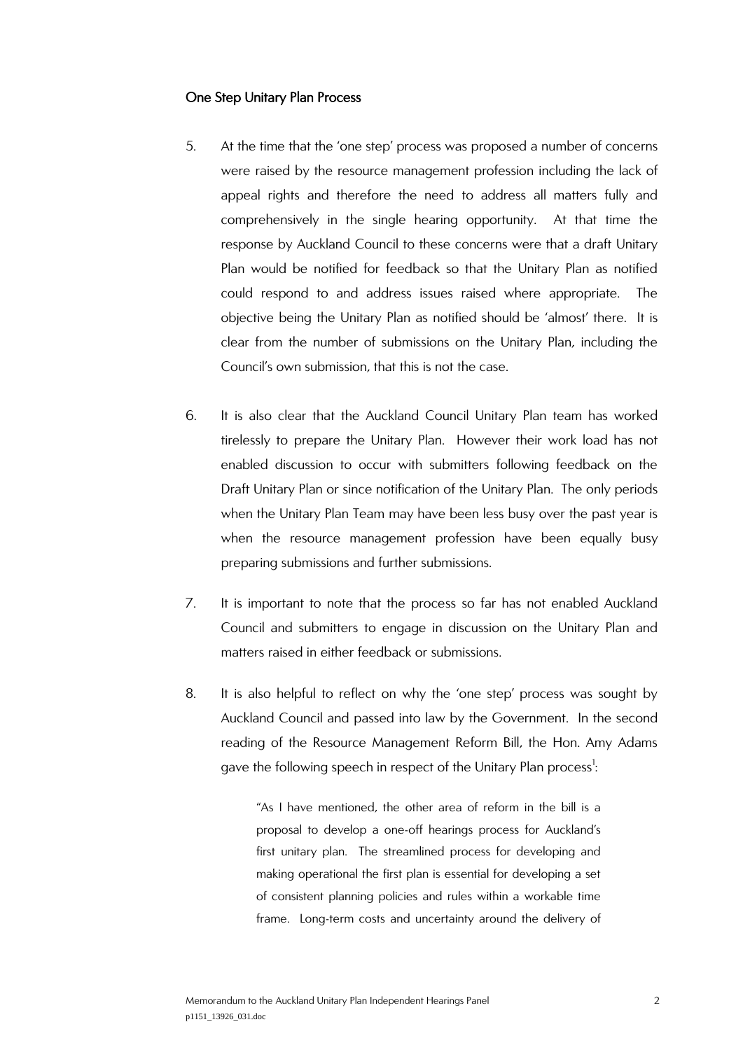## One Step Unitary Plan Process

5. At the time that the 'one step' process was proposed a number of concerns were raised by the resource management profession including the lack of appeal rights and therefore the need to address all matters fully and comprehensively in the single hearing opportunity. At that time the response by Auckland Council to these concerns were that a draft Unitary Plan would be notified for feedback so that the Unitary Plan as notified could respond to and address issues raised where appropriate. The objective being the Unitary Plan as notified should be 'almost' there. It is clear from the number of submissions on the Unitary Plan, including the Council's own submission, that this is not the case.

6. It is also clear that the Auckland Council Unitary Plan team has worked tirelessly to prepare the Unitary Plan. However their work load has not enabled discussion to occur with submitters following feedback on the Draft Unitary Plan or since notification of the Unitary Plan. The only periods when the Unitary Plan Team may have been less busy over the past year is when the resource management profession have been equally busy preparing submissions and further submissions.

7. It is important to note that the process so far has not enabled Auckland Council and submitters to engage in discussion on the Unitary Plan and matters raised in either feedback or submissions.

8. It is also helpful to reflect on why the 'one step' process was sought by Auckland Council and passed into law by the Government. In the second reading of the Resource Management Reform Bill, the Hon. Amy Adams gave the following speech in respect of the Unitary Plan process[1]:

> "As I have mentioned, the other area of reform in the bill is a proposal to develop a one-off hearings process for Auckland's first unitary plan. The streamlined process for developing and making operational the first plan is essential for developing a set of consistent planning policies and rules within a workable time frame. Long-term costs and uncertainty around the delivery of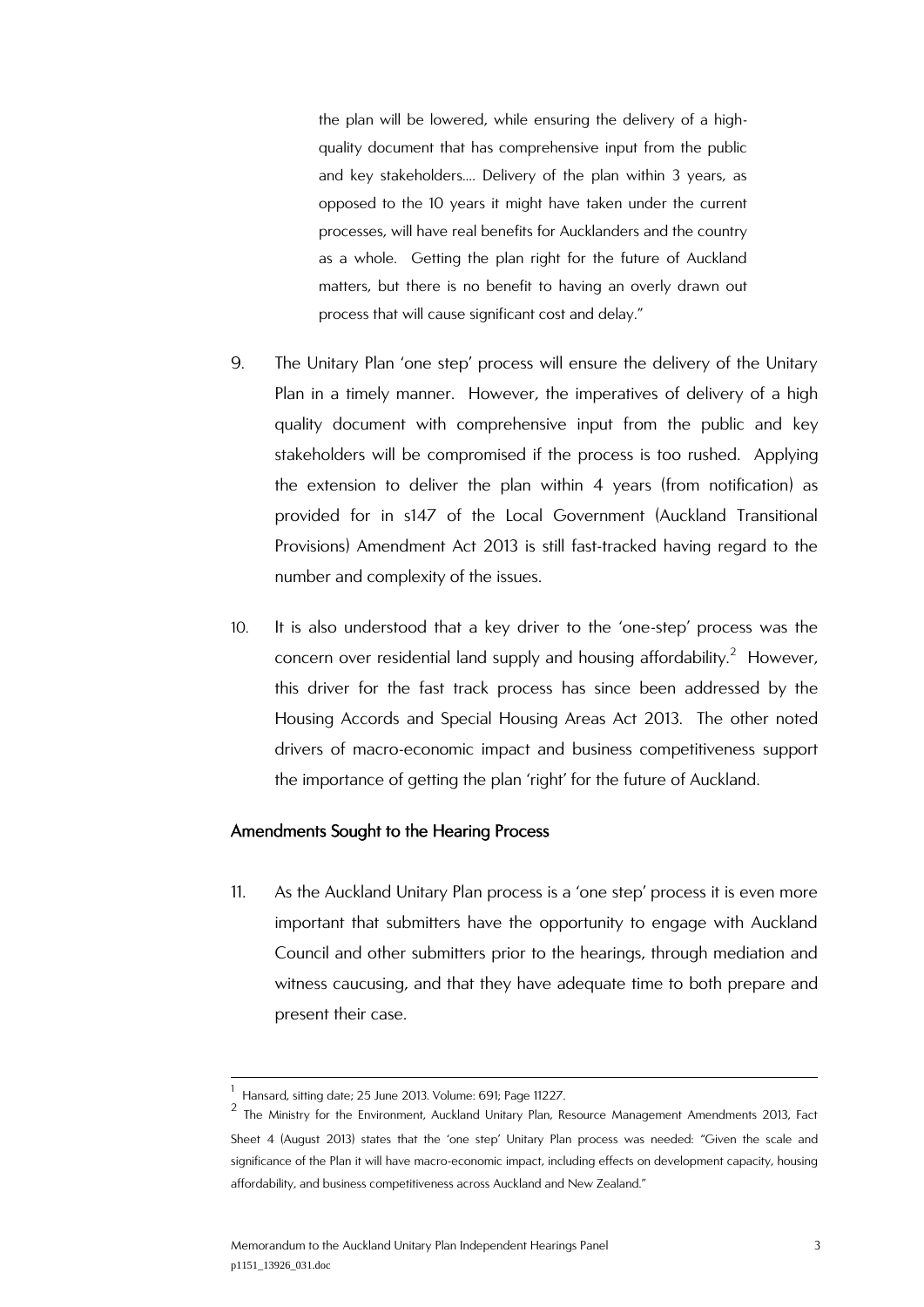> the plan will be lowered, while ensuring the delivery of a high-quality document that has comprehensive input from the public and key stakeholders.... Delivery of the plan within 3 years, as opposed to the 10 years it might have taken under the current processes, will have real benefits for Aucklanders and the country as a whole. Getting the plan right for the future of Auckland matters, but there is no benefit to having an overly drawn out process that will cause significant cost and delay."

9. The Unitary Plan 'one step' process will ensure the delivery of the Unitary Plan in a timely manner. However, the imperatives of delivery of a high quality document with comprehensive input from the public and key stakeholders will be compromised if the process is too rushed. Applying the extension to deliver the plan within 4 years (from notification) as provided for in s147 of the Local Government (Auckland Transitional Provisions) Amendment Act 2013 is still fast-tracked having regard to the number and complexity of the issues.

10. It is also understood that a key driver to the 'one-step' process was the concern over residential land supply and housing affordability.[2] However, this driver for the fast track process has since been addressed by the Housing Accords and Special Housing Areas Act 2013. The other noted drivers of macro-economic impact and business competitiveness support the importance of getting the plan 'right' for the future of Auckland.

## Amendments Sought to the Hearing Process

11. As the Auckland Unitary Plan process is a 'one step' process it is even more important that submitters have the opportunity to engage with Auckland Council and other submitters prior to the hearings, through mediation and witness caucusing, and that they have adequate time to both prepare and present their case.

---

[1] Hansard, sitting date; 25 June 2013. Volume: 691; Page 11227.

[2] The Ministry for the Environment, Auckland Unitary Plan, Resource Management Amendments 2013, Fact Sheet 4 (August 2013) states that the 'one step' Unitary Plan process was needed: "Given the scale and significance of the Plan it will have macro-economic impact, including effects on development capacity, housing affordability, and business competitiveness across Auckland and New Zealand."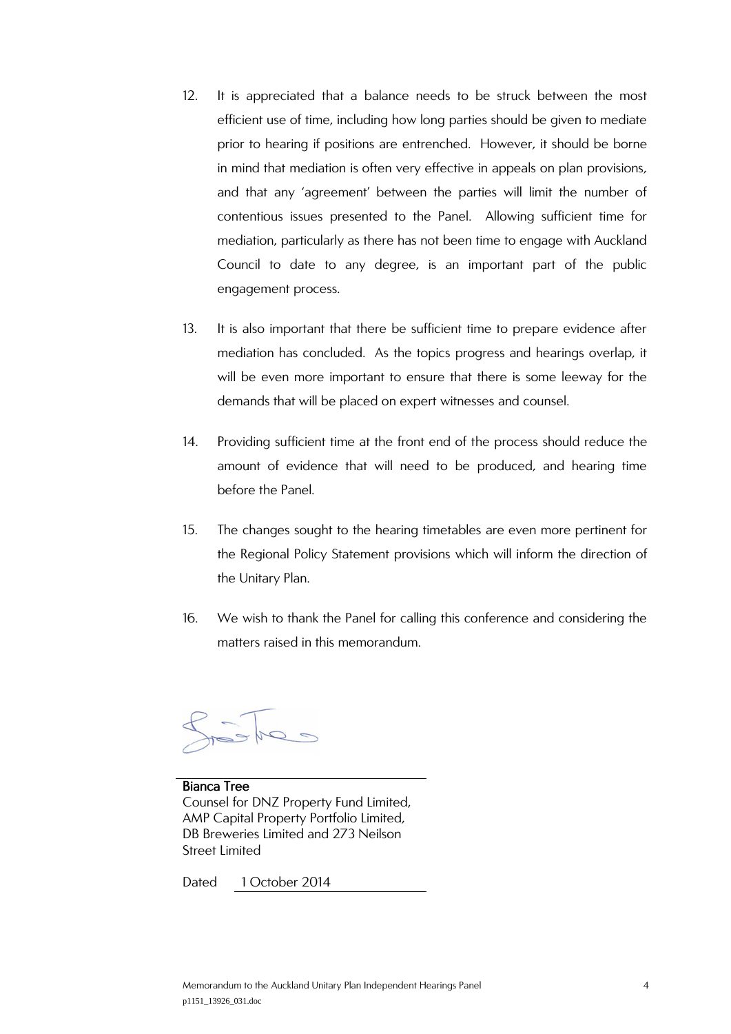12. It is appreciated that a balance needs to be struck between the most efficient use of time, including how long parties should be given to mediate prior to hearing if positions are entrenched. However, it should be borne in mind that mediation is often very effective in appeals on plan provisions, and that any 'agreement' between the parties will limit the number of contentious issues presented to the Panel. Allowing sufficient time for mediation, particularly as there has not been time to engage with Auckland Council to date to any degree, is an important part of the public engagement process.

13. It is also important that there be sufficient time to prepare evidence after mediation has concluded. As the topics progress and hearings overlap, it will be even more important to ensure that there is some leeway for the demands that will be placed on expert witnesses and counsel.

14. Providing sufficient time at the front end of the process should reduce the amount of evidence that will need to be produced, and hearing time before the Panel.

15. The changes sought to the hearing timetables are even more pertinent for the Regional Policy Statement provisions which will inform the direction of the Unitary Plan.

16. We wish to thank the Panel for calling this conference and considering the matters raised in this memorandum.

**Bianca Tree**
Counsel for DNZ Property Fund Limited, AMP Capital Property Portfolio Limited, DB Breweries Limited and 273 Neilson Street Limited

Dated 1 October 2014

Memorandum to the Auckland Unitary Plan Independent Hearings Panel
p1151_13926_031.doc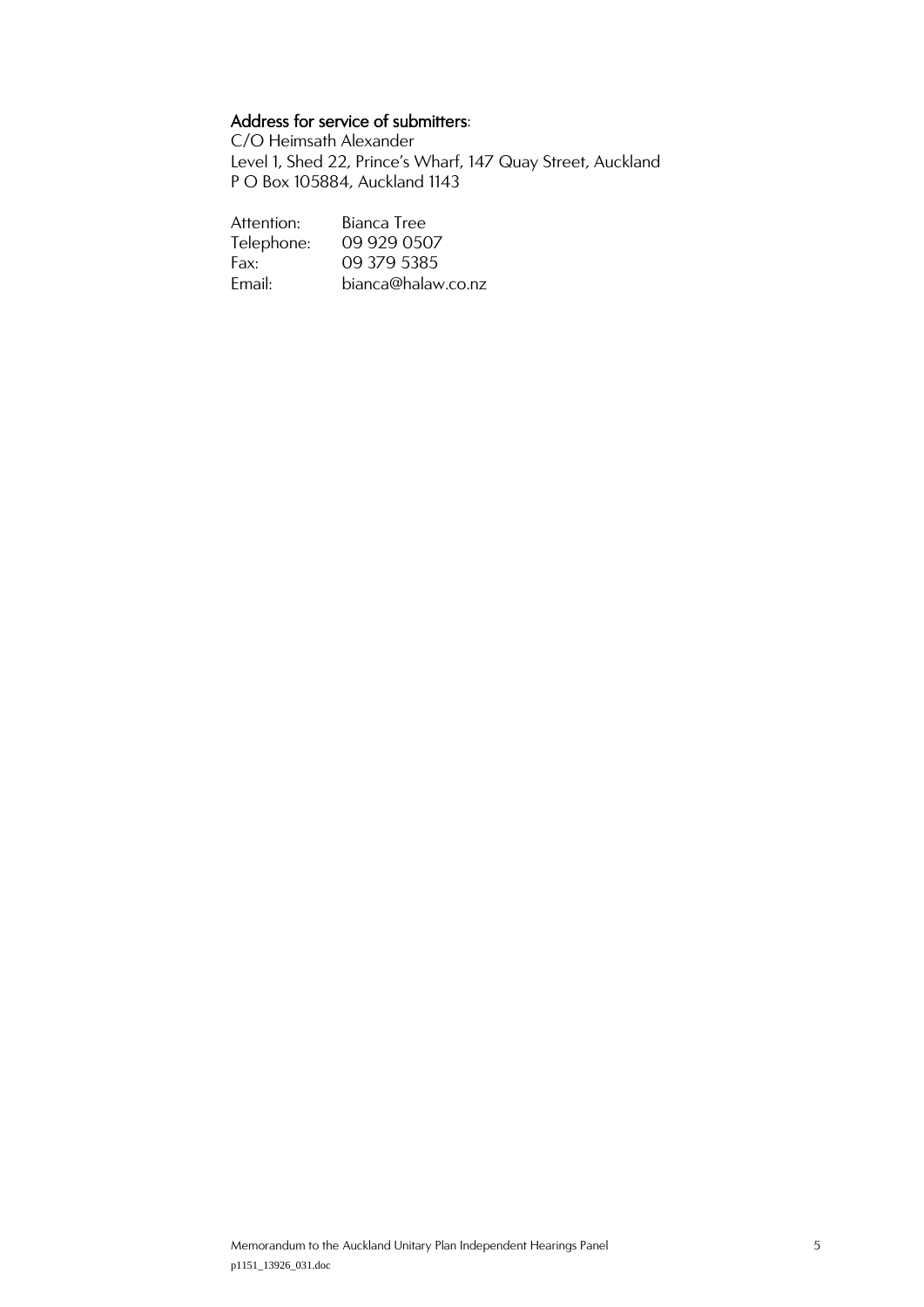**Address for service of submitters**:

C/O Heimsath Alexander
Level 1, Shed 22, Prince's Wharf, 147 Quay Street, Auckland
P O Box 105884, Auckland 1143

| | |
|---|---|
| Attention: | Bianca Tree |
| Telephone: | 09 929 0507 |
| Fax: | 09 379 5385 |
| Email: | bianca@halaw.co.nz |